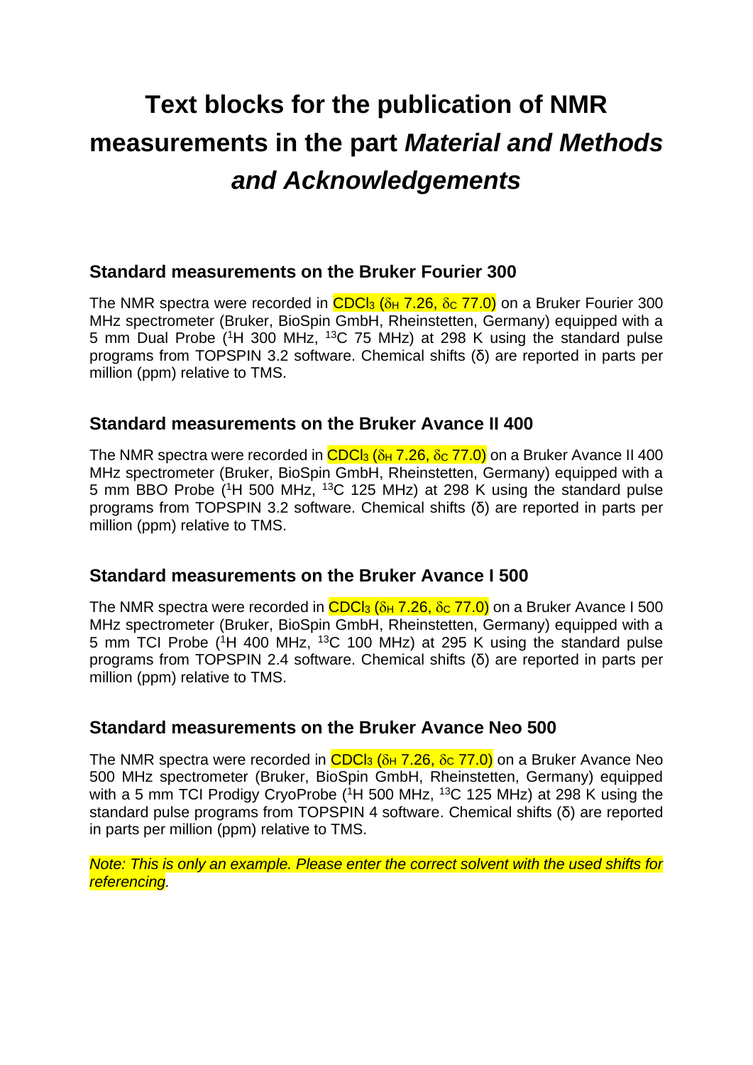# Text blocks for the publication of NMR measurements in the part *Material and Methods and Acknowledgements*

## Standard measurements on the Bruker Fourier 300

The NMR spectra were recorded in $CDCl_3$ ($\delta_H$ 7.26, $\delta_C$ 77.0) on a Bruker Fourier 300 MHz spectrometer (Bruker, BioSpin GmbH, Rheinstetten, Germany) equipped with a 5 mm Dual Probe ($^1$H 300 MHz, $^{13}$C 75 MHz) at 298 K using the standard pulse programs from TOPSPIN 3.2 software. Chemical shifts (δ) are reported in parts per million (ppm) relative to TMS.

## Standard measurements on the Bruker Avance II 400

The NMR spectra were recorded in $CDCl_3$ ($\delta_H$ 7.26, $\delta_C$ 77.0) on a Bruker Avance II 400 MHz spectrometer (Bruker, BioSpin GmbH, Rheinstetten, Germany) equipped with a 5 mm BBO Probe ($^1$H 500 MHz, $^{13}$C 125 MHz) at 298 K using the standard pulse programs from TOPSPIN 3.2 software. Chemical shifts (δ) are reported in parts per million (ppm) relative to TMS.

## Standard measurements on the Bruker Avance I 500

The NMR spectra were recorded in $CDCl_3$ ($\delta_H$ 7.26, $\delta_C$ 77.0) on a Bruker Avance I 500 MHz spectrometer (Bruker, BioSpin GmbH, Rheinstetten, Germany) equipped with a 5 mm TCI Probe ($^1$H 400 MHz, $^{13}$C 100 MHz) at 295 K using the standard pulse programs from TOPSPIN 2.4 software. Chemical shifts (δ) are reported in parts per million (ppm) relative to TMS.

## Standard measurements on the Bruker Avance Neo 500

The NMR spectra were recorded in $CDCl_3$ ($\delta_H$ 7.26, $\delta_C$ 77.0) on a Bruker Avance Neo 500 MHz spectrometer (Bruker, BioSpin GmbH, Rheinstetten, Germany) equipped with a 5 mm TCI Prodigy CryoProbe ($^1$H 500 MHz, $^{13}$C 125 MHz) at 298 K using the standard pulse programs from TOPSPIN 4 software. Chemical shifts (δ) are reported in parts per million (ppm) relative to TMS.

*Note: This is only an example. Please enter the correct solvent with the used shifts for referencing.*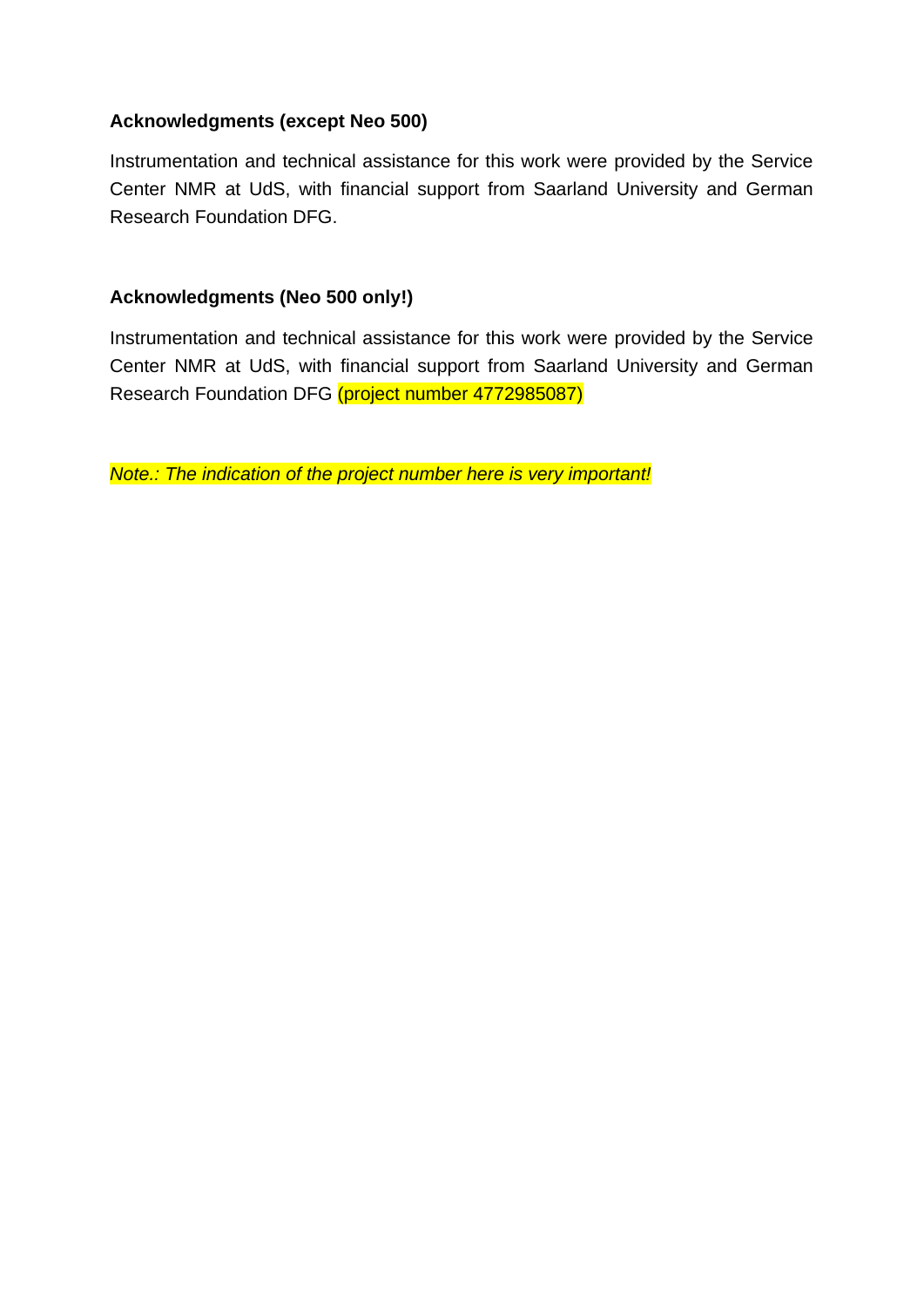**Acknowledgments (except Neo 500)**

Instrumentation and technical assistance for this work were provided by the Service Center NMR at UdS, with financial support from Saarland University and German Research Foundation DFG.

**Acknowledgments (Neo 500 only!)**

Instrumentation and technical assistance for this work were provided by the Service Center NMR at UdS, with financial support from Saarland University and German Research Foundation DFG (project number 4772985087)

*Note.: The indication of the project number here is very important!*